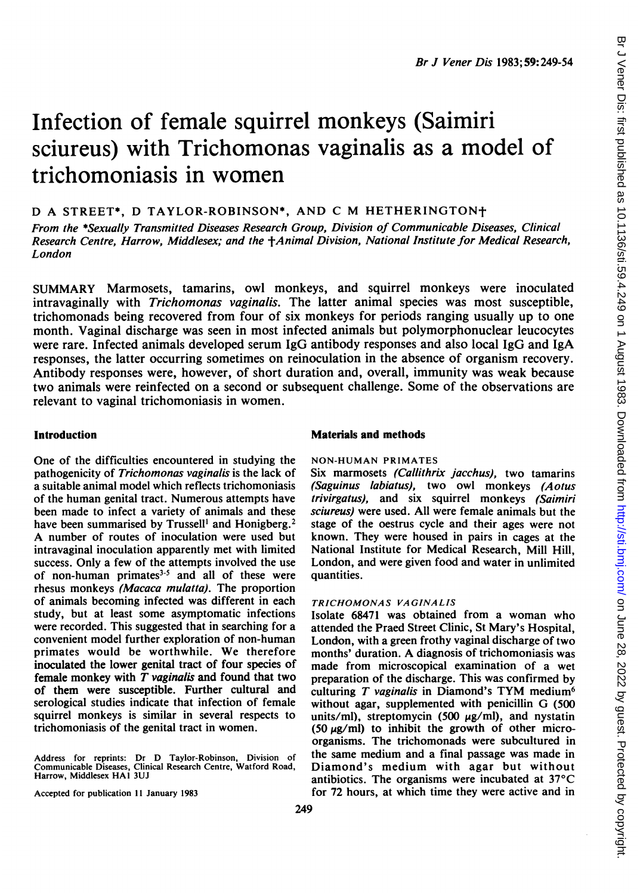# Infection of female squirrel monkeys (Saimiri sciureus) with Trichomonas vaginalis as a model of trichomoniasis in women

D A STREET*, D TAYLOR-ROBINSON*, AND C M HETHERINGTON†

*From the \*Sexually Transmitted Diseases Research Group, Division of Communicable Diseases, Clinical Research Centre, Harrow, Middlesex; and the †Animal Division, National Institute for Medical Research, London*

SUMMARY Marmosets, tamarins, owl monkeys, and squirrel monkeys were inoculated intravaginally with *Trichomonas vaginalis*. The latter animal species was most susceptible, trichomonads being recovered from four of six monkeys for periods ranging usually up to one month. Vaginal discharge was seen in most infected animals but polymorphonuclear leucocytes were rare. Infected animals developed serum IgG antibody responses and also local IgG and IgA responses, the latter occurring sometimes on reinoculation in the absence of organism recovery. Antibody responses were, however, of short duration and, overall, immunity was weak because two animals were reinfected on a second or subsequent challenge. Some of the observations are relevant to vaginal trichomoniasis in women.

## Introduction

One of the difficulties encountered in studying the pathogenicity of *Trichomonas vaginalis* is the lack of a suitable animal model which reflects trichomoniasis of the human genital tract. Numerous attempts have been made to infect a variety of animals and these have been summarised by Trussell[1] and Honigberg.[2] A number of routes of inoculation were used but intravaginal inoculation apparently met with limited success. Only a few of the attempts involved the use of non-human primates[3-5] and all of these were rhesus monkeys *(Macaca mulatta)*. The proportion of animals becoming infected was different in each study, but at least some asymptomatic infections were recorded. This suggested that in searching for a convenient model further exploration of non-human primates would be worthwhile. We therefore inoculated the lower genital tract of four species of female monkey with *T vaginalis* and found that two of them were susceptible. Further cultural and serological studies indicate that infection of female squirrel monkeys is similar in several respects to trichomoniasis of the genital tract in women.

Address for reprints: Dr D Taylor-Robinson, Division of Communicable Diseases, Clinical Research Centre, Watford Road, Harrow, Middlesex HA1 3UJ

Accepted for publication 11 January 1983

## Materials and methods

### NON-HUMAN PRIMATES

Six marmosets *(Callithrix jacchus)*, two tamarins *(Saguinus labiatus)*, two owl monkeys *(Aotus trivirgatus)*, and six squirrel monkeys *(Saimiri sciureus)* were used. All were female animals but the stage of the oestrus cycle and their ages were not known. They were housed in pairs in cages at the National Institute for Medical Research, Mill Hill, London, and were given food and water in unlimited quantities.

### *TRICHOMONAS VAGINALIS*

Isolate 68471 was obtained from a woman who attended the Praed Street Clinic, St Mary's Hospital, London, with a green frothy vaginal discharge of two months' duration. A diagnosis of trichomoniasis was made from microscopical examination of a wet preparation of the discharge. This was confirmed by culturing *T vaginalis* in Diamond's TYM medium[6] without agar, supplemented with penicillin G (500 units/ml), streptomycin (500 μg/ml), and nystatin (50 μg/ml) to inhibit the growth of other microorganisms. The trichomonads were subcultured in the same medium and a final passage was made in Diamond's medium with agar but without antibiotics. The organisms were incubated at 37°C for 72 hours, at which time they were active and in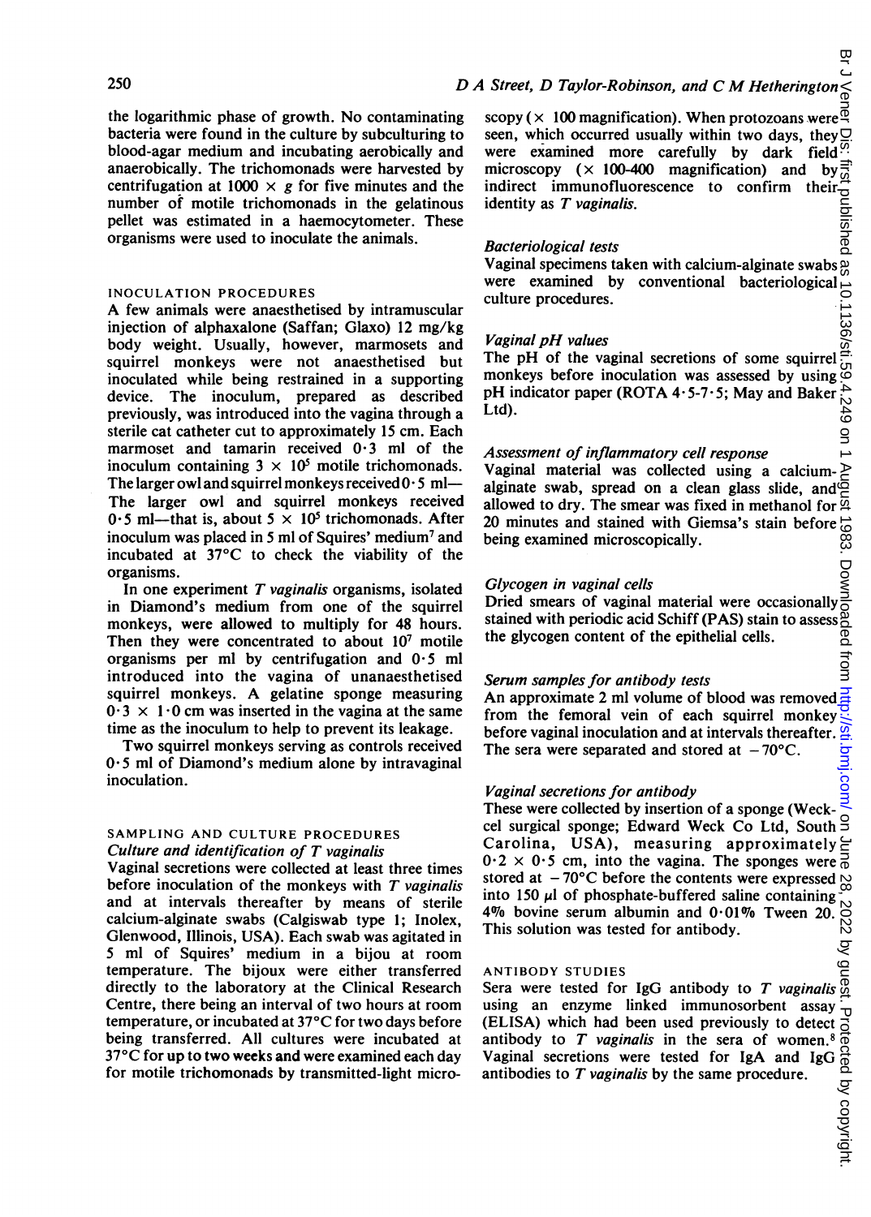the logarithmic phase of growth. No contaminating bacteria were found in the culture by subculturing to blood-agar medium and incubating aerobically and anaerobically. The trichomonads were harvested by centrifugation at $1000 \times g$ for five minutes and the number of motile trichomonads in the gelatinous pellet was estimated in a haemocytometer. These organisms were used to inoculate the animals.

## INOCULATION PROCEDURES

A few animals were anaesthetised by intramuscular injection of alphaxalone (Saffan; Glaxo) 12 mg/kg body weight. Usually, however, marmosets and squirrel monkeys were not anaesthetised but inoculated while being restrained in a supporting device. The inoculum, prepared as described previously, was introduced into the vagina through a sterile cat catheter cut to approximately 15 cm. Each marmoset and tamarin received 0·3 ml of the inoculum containing $3 \times 10^5$ motile trichomonads. The larger owl and squirrel monkeys received 0·5 ml—The larger owl and squirrel monkeys received 0·5 ml—that is, about $5 \times 10^5$ trichomonads. After inoculum was placed in 5 ml of Squires' medium[7] and incubated at 37°C to check the viability of the organisms.

In one experiment *T vaginalis* organisms, isolated in Diamond's medium from one of the squirrel monkeys, were allowed to multiply for 48 hours. Then they were concentrated to about $10^7$ motile organisms per ml by centrifugation and 0·5 ml introduced into the vagina of unanaesthetised squirrel monkeys. A gelatine sponge measuring $0·3 \times 1·0$ cm was inserted in the vagina at the same time as the inoculum to help to prevent its leakage.

Two squirrel monkeys serving as controls received 0·5 ml of Diamond's medium alone by intravaginal inoculation.

## SAMPLING AND CULTURE PROCEDURES

### *Culture and identification of T vaginalis*

Vaginal secretions were collected at least three times before inoculation of the monkeys with *T vaginalis* and at intervals thereafter by means of sterile calcium-alginate swabs (Calgiswab type 1; Inolex, Glenwood, Illinois, USA). Each swab was agitated in 5 ml of Squires' medium in a bijou at room temperature. The bijoux were either transferred directly to the laboratory at the Clinical Research Centre, there being an interval of two hours at room temperature, or incubated at 37°C for two days before being transferred. All cultures were incubated at 37°C for up to two weeks and were examined each day for motile trichomonads by transmitted-light microscopy (× 100 magnification). When protozoans were seen, which occurred usually within two days, they were examined more carefully by dark field microscopy (× 100-400 magnification) and by indirect immunofluorescence to confirm their identity as *T vaginalis*.

### *Bacteriological tests*

Vaginal specimens taken with calcium-alginate swabs were examined by conventional bacteriological culture procedures.

### *Vaginal pH values*

The pH of the vaginal secretions of some squirrel monkeys before inoculation was assessed by using pH indicator paper (ROTA 4·5-7·5; May and Baker Ltd).

### *Assessment of inflammatory cell response*

Vaginal material was collected using a calcium-alginate swab, spread on a clean glass slide, and allowed to dry. The smear was fixed in methanol for 20 minutes and stained with Giemsa's stain before being examined microscopically.

### *Glycogen in vaginal cells*

Dried smears of vaginal material were occasionally stained with periodic acid Schiff (PAS) stain to assess the glycogen content of the epithelial cells.

### *Serum samples for antibody tests*

An approximate 2 ml volume of blood was removed from the femoral vein of each squirrel monkey before vaginal inoculation and at intervals thereafter. The sera were separated and stored at −70°C.

### *Vaginal secretions for antibody*

These were collected by insertion of a sponge (Weck-cel surgical sponge; Edward Weck Co Ltd, South Carolina, USA), measuring approximately $0·2 \times 0·5$ cm, into the vagina. The sponges were stored at −70°C before the contents were expressed into 150 μl of phosphate-buffered saline containing 4% bovine serum albumin and 0·01% Tween 20. This solution was tested for antibody.

## ANTIBODY STUDIES

Sera were tested for IgG antibody to *T vaginalis* using an enzyme linked immunosorbent assay (ELISA) which had been used previously to detect antibody to *T vaginalis* in the sera of women.[8] Vaginal secretions were tested for IgA and IgG antibodies to *T vaginalis* by the same procedure.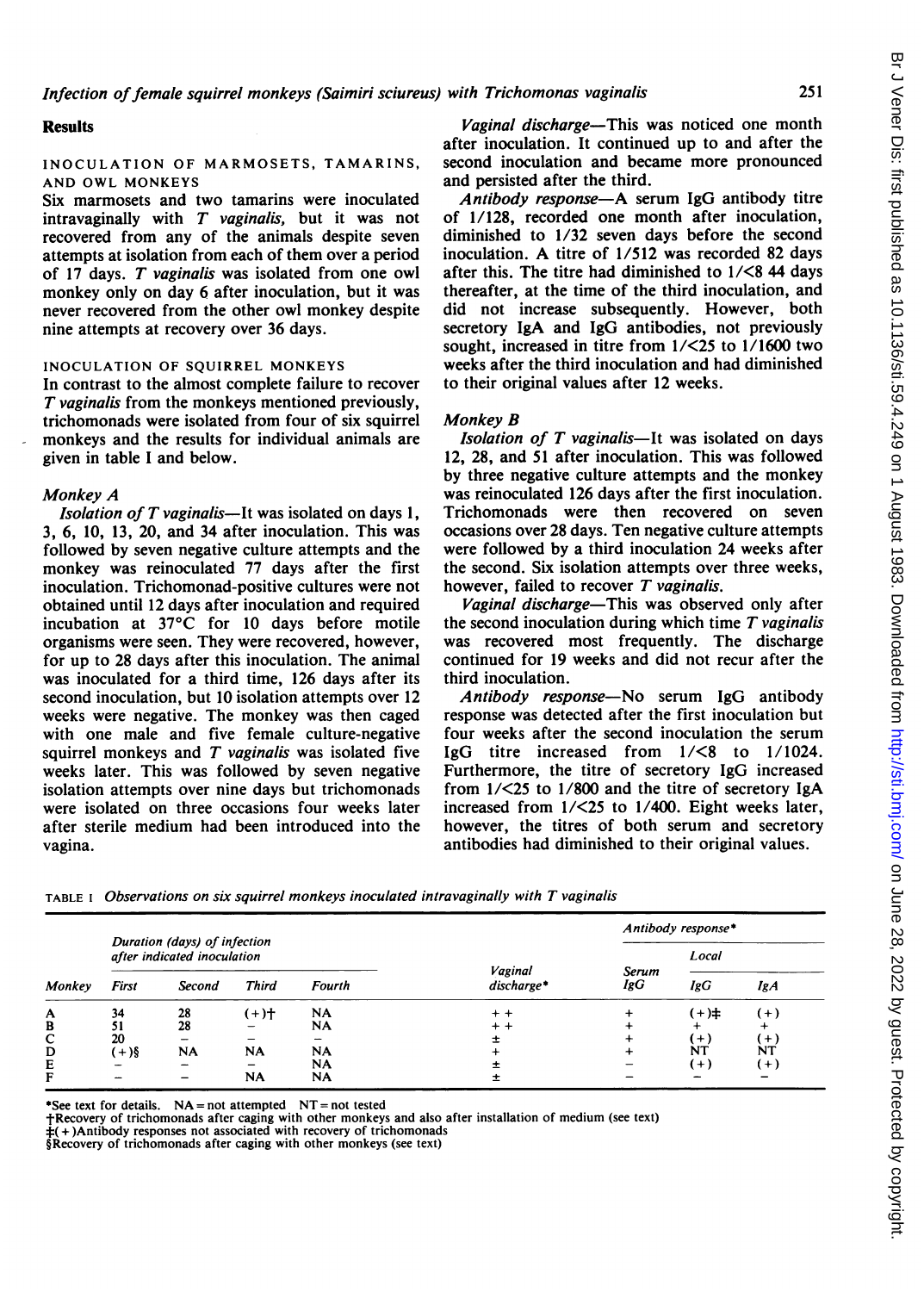## Results

### INOCULATION OF MARMOSETS, TAMARINS, AND OWL MONKEYS

Six marmosets and two tamarins were inoculated intravaginally with *T vaginalis*, but it was not recovered from any of the animals despite seven attempts at isolation from each of them over a period of 17 days. *T vaginalis* was isolated from one owl monkey only on day 6 after inoculation, but it was never recovered from the other owl monkey despite nine attempts at recovery over 36 days.

### INOCULATION OF SQUIRREL MONKEYS

In contrast to the almost complete failure to recover *T vaginalis* from the monkeys mentioned previously, trichomonads were isolated from four of six squirrel monkeys and the results for individual animals are given in table I and below.

#### Monkey A

*Isolation of T vaginalis*—It was isolated on days 1, 3, 6, 10, 13, 20, and 34 after inoculation. This was followed by seven negative culture attempts and the monkey was reinoculated 77 days after the first inoculation. Trichomonad-positive cultures were not obtained until 12 days after inoculation and required incubation at 37°C for 10 days before motile organisms were seen. They were recovered, however, for up to 28 days after this inoculation. The animal was inoculated for a third time, 126 days after its second inoculation, but 10 isolation attempts over 12 weeks were negative. The monkey was then caged with one male and five female culture-negative squirrel monkeys and *T vaginalis* was isolated five weeks later. This was followed by seven negative isolation attempts over nine days but trichomonads were isolated on three occasions four weeks later after sterile medium had been introduced into the vagina.

*Vaginal discharge*—This was noticed one month after inoculation. It continued up to and after the second inoculation and became more pronounced and persisted after the third.

*Antibody response*—A serum IgG antibody titre of 1/128, recorded one month after inoculation, diminished to 1/32 seven days before the second inoculation. A titre of 1/512 was recorded 82 days after this. The titre had diminished to 1/<8 44 days thereafter, at the time of the third inoculation, and did not increase subsequently. However, both secretory IgA and IgG antibodies, not previously sought, increased in titre from 1/<25 to 1/1600 two weeks after the third inoculation and had diminished to their original values after 12 weeks.

#### Monkey B

*Isolation of T vaginalis*—It was isolated on days 12, 28, and 51 after inoculation. This was followed by three negative culture attempts and the monkey was reinoculated 126 days after the first inoculation. Trichomonads were then recovered on seven occasions over 28 days. Ten negative culture attempts were followed by a third inoculation 24 weeks after the second. Six isolation attempts over three weeks, however, failed to recover *T vaginalis*.

*Vaginal discharge*—This was observed only after the second inoculation during which time *T vaginalis* was recovered most frequently. The discharge continued for 19 weeks and did not recur after the third inoculation.

*Antibody response*—No serum IgG antibody response was detected after the first inoculation but four weeks after the second inoculation the serum IgG titre increased from 1/<8 to 1/1024. Furthermore, the titre of secretory IgG increased from 1/<25 to 1/800 and the titre of secretory IgA increased from 1/<25 to 1/400. Eight weeks later, however, the titres of both serum and secretory antibodies had diminished to their original values.

TABLE I *Observations on six squirrel monkeys inoculated intravaginally with T vaginalis*

| Monkey | Duration (days) of infection after indicated inoculation | | | | Vaginal discharge* | Antibody response* | | |
|---|---|---|---|---|---|---|---|---|
| | | | | | | Serum IgG | Local | |
| | First | Second | Third | Fourth | | | IgG | IgA |
| A | 34 | 28 | (+)† | NA | + + | + | (+)‡ | (+) |
| B | 51 | 28 | – | NA | + + | + | + | + |
| C | 20 | – | – | – | ± | + | (+) | (+) |
| D | (+)§ | NA | NA | NA | + | + | NT | NT |
| E | – | – | – | NA | ± | – | (+) | (+) |
| F | – | – | NA | NA | ± | – | – | – |

*See text for details. NA = not attempted NT = not tested
†Recovery of trichomonads after caging with other monkeys and also after installation of medium (see text)
‡(+)Antibody responses not associated with recovery of trichomonads
§Recovery of trichomonads after caging with other monkeys (see text)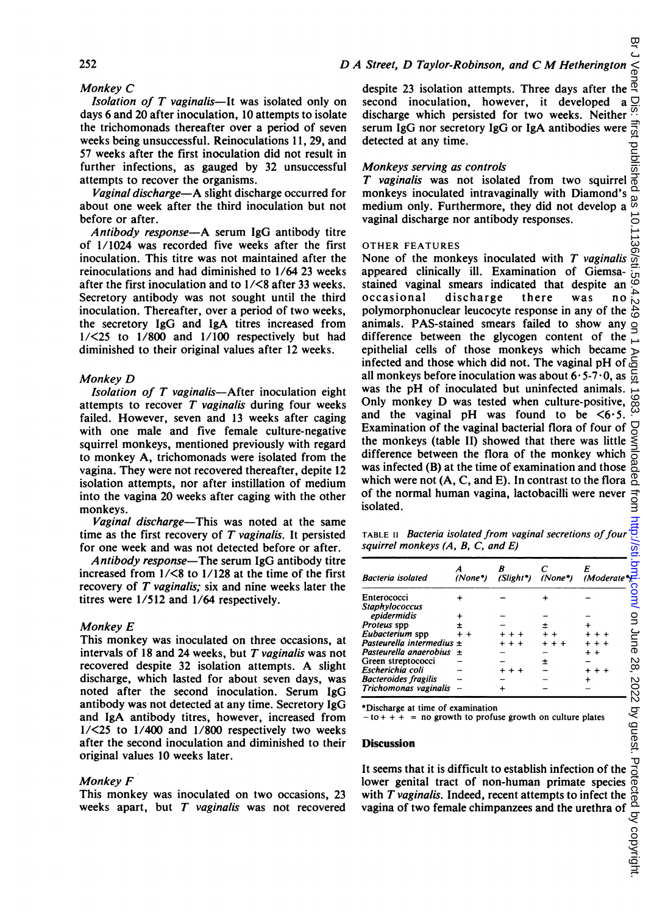*Monkey C*

*Isolation of T vaginalis*—It was isolated only on days 6 and 20 after inoculation, 10 attempts to isolate the trichomonads thereafter over a period of seven weeks being unsuccessful. Reinoculations 11, 29, and 57 weeks after the first inoculation did not result in further infections, as gauged by 32 unsuccessful attempts to recover the organisms.

*Vaginal discharge*—A slight discharge occurred for about one week after the third inoculation but not before or after.

*Antibody response*—A serum IgG antibody titre of 1/1024 was recorded five weeks after the first inoculation. This titre was not maintained after the reinoculations and had diminished to 1/64 23 weeks after the first inoculation and to 1/<8 after 33 weeks. Secretory antibody was not sought until the third inoculation. Thereafter, over a period of two weeks, the secretory IgG and IgA titres increased from 1/<25 to 1/800 and 1/100 respectively but had diminished to their original values after 12 weeks.

*Monkey D*

*Isolation of T vaginalis*—After inoculation eight attempts to recover *T vaginalis* during four weeks failed. However, seven and 13 weeks after caging with one male and five female culture-negative squirrel monkeys, mentioned previously with regard to monkey A, trichomonads were isolated from the vagina. They were not recovered thereafter, depite 12 isolation attempts, nor after instillation of medium into the vagina 20 weeks after caging with the other monkeys.

*Vaginal discharge*—This was noted at the same time as the first recovery of *T vaginalis*. It persisted for one week and was not detected before or after.

*Antibody response*—The serum IgG antibody titre increased from 1/<8 to 1/128 at the time of the first recovery of *T vaginalis;* six and nine weeks later the titres were 1/512 and 1/64 respectively.

*Monkey E*

This monkey was inoculated on three occasions, at intervals of 18 and 24 weeks, but *T vaginalis* was not recovered despite 32 isolation attempts. A slight discharge, which lasted for about seven days, was noted after the second inoculation. Serum IgG antibody was not detected at any time. Secretory IgG and IgA antibody titres, however, increased from 1/<25 to 1/400 and 1/800 respectively two weeks after the second inoculation and diminished to their original values 10 weeks later.

*Monkey F*

This monkey was inoculated on two occasions, 23 weeks apart, but *T vaginalis* was not recovered despite 23 isolation attempts. Three days after the second inoculation, however, it developed a discharge which persisted for two weeks. Neither serum IgG nor secretory IgG or IgA antibodies were detected at any time.

*Monkeys serving as controls*

*T vaginalis* was not isolated from two squirrel monkeys inoculated intravaginally with Diamond's medium only. Furthermore, they did not develop a vaginal discharge nor antibody responses.

OTHER FEATURES

None of the monkeys inoculated with *T vaginalis* appeared clinically ill. Examination of Giemsa-stained vaginal smears indicated that despite an occasional discharge there was no polymorphonuclear leucocyte response in any of the animals. PAS-stained smears failed to show any difference between the glycogen content of the epithelial cells of those monkeys which became infected and those which did not. The vaginal pH of all monkeys before inoculation was about 6·5-7·0, as was the pH of inoculated but uninfected animals. Only monkey D was tested when culture-positive, and the vaginal pH was found to be <6·5. Examination of the vaginal bacterial flora of four of the monkeys (table II) showed that there was little difference between the flora of the monkey which was infected (B) at the time of examination and those which were not (A, C, and E). In contrast to the flora of the normal human vagina, lactobacilli were never isolated.

TABLE II *Bacteria isolated from vaginal secretions of four squirrel monkeys (A, B, C, and E)*

| Bacteria isolated | A (None*) | B (Slight*) | C (None*) | E (Moderate*) |
|---|---|---|---|---|
| Enterococci | + | − | + | − |
| *Staphylococcus epidermidis* | + | − | − | − |
| *Proteus* spp | ± | − | ± | + |
| *Eubacterium* spp | + + | + + + | + + | + + + |
| *Pasteurella intermedius* | ± | + + + | + + + | + + + |
| *Pasteurella anaerobius* | ± | − | − | + + |
| Green streptococci | − | − | ± | − |
| *Escherichia coli* | − | + + + | − | + + + |
| *Bacteroides fragilis* | − | − | − | + |
| *Trichomonas vaginalis* | − | + | − | − |

*Discharge at time of examination
− to + + + = no growth to profuse growth on culture plates

## Discussion

It seems that it is difficult to establish infection of the lower genital tract of non-human primate species with *T vaginalis*. Indeed, recent attempts to infect the vagina of two female chimpanzees and the urethra of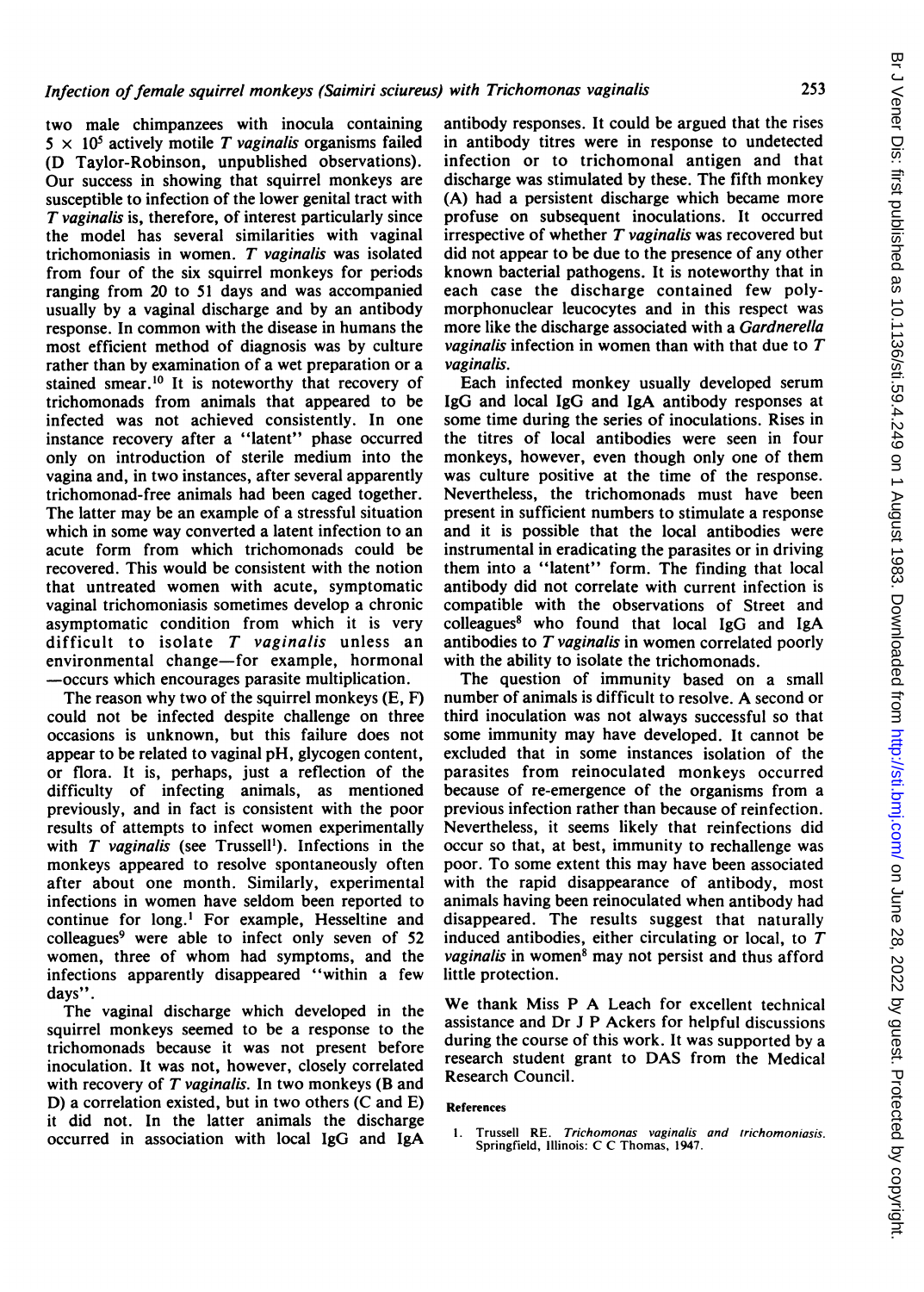two male chimpanzees with inocula containing $5 \times 10^5$ actively motile *T vaginalis* organisms failed (D Taylor-Robinson, unpublished observations). Our success in showing that squirrel monkeys are susceptible to infection of the lower genital tract with *T vaginalis* is, therefore, of interest particularly since the model has several similarities with vaginal trichomoniasis in women. *T vaginalis* was isolated from four of the six squirrel monkeys for periods ranging from 20 to 51 days and was accompanied usually by a vaginal discharge and by an antibody response. In common with the disease in humans the most efficient method of diagnosis was by culture rather than by examination of a wet preparation or a stained smear.[10] It is noteworthy that recovery of trichomonads from animals that appeared to be infected was not achieved consistently. In one instance recovery after a "latent" phase occurred only on introduction of sterile medium into the vagina and, in two instances, after several apparently trichomonad-free animals had been caged together. The latter may be an example of a stressful situation which in some way converted a latent infection to an acute form from which trichomonads could be recovered. This would be consistent with the notion that untreated women with acute, symptomatic vaginal trichomoniasis sometimes develop a chronic asymptomatic condition from which it is very difficult to isolate *T vaginalis* unless an environmental change—for example, hormonal—occurs which encourages parasite multiplication.

The reason why two of the squirrel monkeys (E, F) could not be infected despite challenge on three occasions is unknown, but this failure does not appear to be related to vaginal pH, glycogen content, or flora. It is, perhaps, just a reflection of the difficulty of infecting animals, as mentioned previously, and in fact is consistent with the poor results of attempts to infect women experimentally with *T vaginalis* (see Trussell[1]). Infections in the monkeys appeared to resolve spontaneously often after about one month. Similarly, experimental infections in women have seldom been reported to continue for long.[1] For example, Hesseltine and colleagues[9] were able to infect only seven of 52 women, three of whom had symptoms, and the infections apparently disappeared "within a few days".

The vaginal discharge which developed in the squirrel monkeys seemed to be a response to the trichomonads because it was not present before inoculation. It was not, however, closely correlated with recovery of *T vaginalis*. In two monkeys (B and D) a correlation existed, but in two others (C and E) it did not. In the latter animals the discharge occurred in association with local IgG and IgA antibody responses. It could be argued that the rises in antibody titres were in response to undetected infection or to trichomonal antigen and that discharge was stimulated by these. The fifth monkey (A) had a persistent discharge which became more profuse on subsequent inoculations. It occurred irrespective of whether *T vaginalis* was recovered but did not appear to be due to the presence of any other known bacterial pathogens. It is noteworthy that in each case the discharge contained few polymorphonuclear leucocytes and in this respect was more like the discharge associated with a *Gardnerella vaginalis* infection in women than with that due to *T vaginalis*.

Each infected monkey usually developed serum IgG and local IgG and IgA antibody responses at some time during the series of inoculations. Rises in the titres of local antibodies were seen in four monkeys, however, even though only one of them was culture positive at the time of the response. Nevertheless, the trichomonads must have been present in sufficient numbers to stimulate a response and it is possible that the local antibodies were instrumental in eradicating the parasites or in driving them into a "latent" form. The finding that local antibody did not correlate with current infection is compatible with the observations of Street and colleagues[8] who found that local IgG and IgA antibodies to *T vaginalis* in women correlated poorly with the ability to isolate the trichomonads.

The question of immunity based on a small number of animals is difficult to resolve. A second or third inoculation was not always successful so that some immunity may have developed. It cannot be excluded that in some instances isolation of the parasites from reinoculated monkeys occurred because of re-emergence of the organisms from a previous infection rather than because of reinfection. Nevertheless, it seems likely that reinfections did occur so that, at best, immunity to rechallenge was poor. To some extent this may have been associated with the rapid disappearance of antibody, most animals having been reinoculated when antibody had disappeared. The results suggest that naturally induced antibodies, either circulating or local, to *T vaginalis* in women[8] may not persist and thus afford little protection.

We thank Miss P A Leach for excellent technical assistance and Dr J P Ackers for helpful discussions during the course of this work. It was supported by a research student grant to DAS from the Medical Research Council.

#### References

1. Trussell RE. *Trichomonas vaginalis and trichomoniasis*. Springfield, Illinois: C C Thomas, 1947.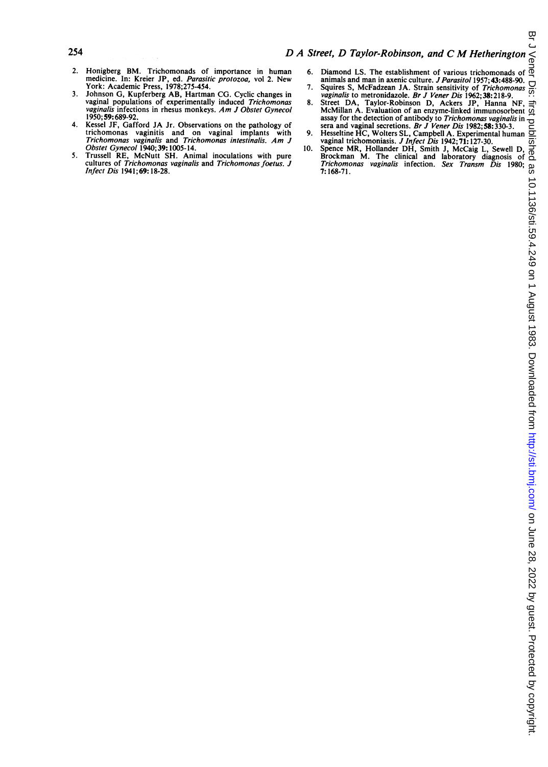2. Honigberg BM. Trichomonads of importance in human medicine. In: Kreier JP, ed. *Parasitic protozoa,* vol 2. New York: Academic Press, 1978;275-454.
3. Johnson G, Kupferberg AB, Hartman CG. Cyclic changes in vaginal populations of experimentally induced *Trichomonas vaginalis* infections in rhesus monkeys. *Am J Obstet Gynecol* 1950;**59:**689-92.
4. Kessel JF, Gafford JA Jr. Observations on the pathology of trichomonas vaginitis and on vaginal implants with *Trichomonas vaginalis* and *Trichomonas intestinalis. Am J Obstet Gynecol* 1940;**39:**1005-14.
5. Trussell RE, McNutt SH. Animal inoculations with pure cultures of *Trichomonas vaginalis* and *Trichomonas foetus. J Infect Dis* 1941;**69:**18-28.
6. Diamond LS. The establishment of various trichomonads of animals and man in axenic culture. *J Parasitol* 1957;**43:**488-90.
7. Squires S, McFadzean JA. Strain sensitivity of *Trichomonas vaginalis* to metronidazole. *Br J Vener Dis* 1962;**38:**218-9.
8. Street DA, Taylor-Robinson D, Ackers JP, Hanna NF, McMillan A. Evaluation of an enzyme-linked immunosorbent assay for the detection of antibody to *Trichomonas vaginalis* in sera and vaginal secretions. *Br J Vener Dis* 1982;**58:**330-3.
9. Hesseltine HC, Wolters SL, Campbell A. Experimental human vaginal trichomoniasis. *J Infect Dis* 1942;**71:**127-30.
10. Spence MR, Hollander DH, Smith J, McCaig L, Sewell D, Brockman M. The clinical and laboratory diagnosis of *Trichomonas vaginalis* infection. *Sex Transm Dis* 1980; **7:**168-71.